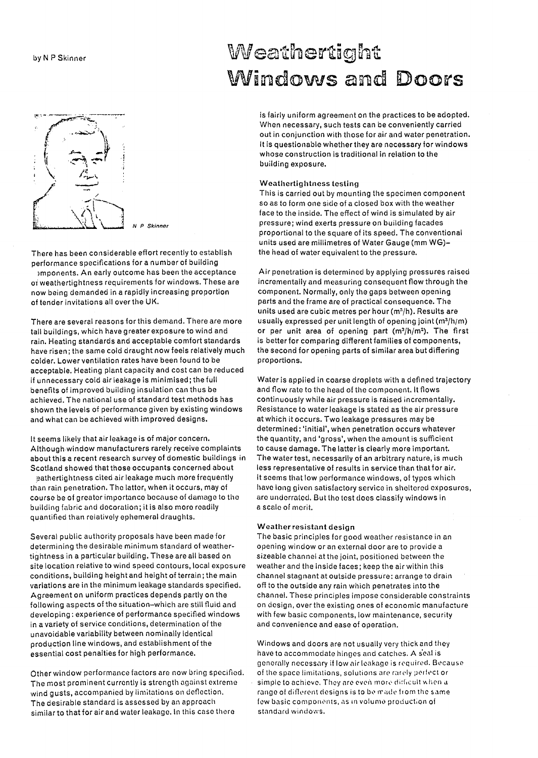by N P Skinner

# Weathertight Windows and Doors

N P Skinner

There has been considerable effort recently to establish performance specifications for a number of building components. An early outcome has been the acceptance of weathertightness requirements for windows. These are now being demanded in a rapidly increasing proportion of tender invitations all over the UK.

There are several reasons for this demand. There are more tall buildings, which have greater exposure to wind and rain. Heating standards and acceptable comfort standards have risen; the same cold draught now feels relatively much colder. Lower ventilation rates have been found to be acceptable. Heating plant capacity and cost can be reduced if unnecessary cold air leakage is minimised; the full benefits of improved building insulation can thus be achieved. The national use of standard test methods has shown the levels of performance given by existing windows and what can be achieved with improved designs.

It seems likely that air leakage is of major concern. Although window manufacturers rarely receive complaints about this a recent research survey of domestic buildings in Scotland showed that those occupants concerned about weathertightness cited air leakage much more frequently than rain penetration. The latter, when it occurs, may of course be of greater importance because of damage to the building fabric and decoration; it is also more readily quantified than relatively ephemeral draughts.

Several public authority proposals have been made for determining the desirable minimum standard of weathertightness in a particular building. These are all based on site location relative to wind speed contours, local exposure conditions, building height and height of terrain; the main variations are in the minimum leakage standards specified. Agreement on uniform practices depends partly on the following aspects of the situation–which are still fluid and developing: experience of performance specified windows in a variety of service conditions, determination of the unavoidable variability between nominally identical production line windows, and establishment of the essential cost penalties for high performance.

Other window performance factors are now bring specified. The most prominent currently is strength against extreme wind gusts, accompanied by limitations on deflection. The desirable standard is assessed by an approach similar to that for air and water leakage. In this case there is fairly uniform agreement on the practices to be adopted. When necessary, such tests can be conveniently carried out in conjunction with those for air and water penetration. It is questionable whether they are necessary for windows whose construction is traditional in relation to the building exposure.

### Weathertightness testing

This is carried out by mounting the specimen component so as to form one side of a closed box with the weather face to the inside. The effect of wind is simulated by air pressure; wind exerts pressure on building facades proportional to the square of its speed. The conventional units used are millimetres of Water Gauge (mm WG)– the head of water equivalent to the pressure.

Air penetration is determined by applying pressures raised incrementally and measuring consequent flow through the component. Normally, only the gaps between opening parts and the frame are of practical consequence. The units used are cubic metres per hour ($m^3/h$). Results are usually expressed per unit length of opening joint ($m^3/h/m$) or per unit area of opening part ($m^3/h/m^2$). The first is better for comparing different families of components, the second for comparing opening parts of similar area but differing proportions.

Water is applied in coarse droplets with a defined trajectory and flow rate to the head of the component. It flows continuously while air pressure is raised incrementally. Resistance to water leakage is stated as the air pressure at which it occurs. Two leakage pressures may be determined: 'initial', when penetration occurs whatever the quantity, and 'gross', when the amount is sufficient to cause damage. The latter is clearly more important. The water test, necessarily of an arbitrary nature, is much less representative of results in service than that for air. It seems that low performance windows, of types which have long given satisfactory service in sheltered exposures, are underrated. But the test does classify windows in a scale of merit.

### Weather resistant design

The basic principles for good weather resistance in an opening window or an external door are to provide a sizeable channel at the joint, positioned between the weather and the inside faces; keep the air within this channel stagnant at outside pressure; arrange to drain off to the outside any rain which penetrates into the channel. These principles impose considerable constraints on design, over the existing ones of economic manufacture with few basic components, low maintenance, security and convenience and ease of operation.

Windows and doors are not usually very thick and they have to accommodate hinges and catches. A seal is generally necessary if low air leakage is required. Because of the space limitations, solutions are rarely perfect or simple to achieve. They are even more difficult when a range of different designs is to be made from the same few basic components, as in volume production of standard windows.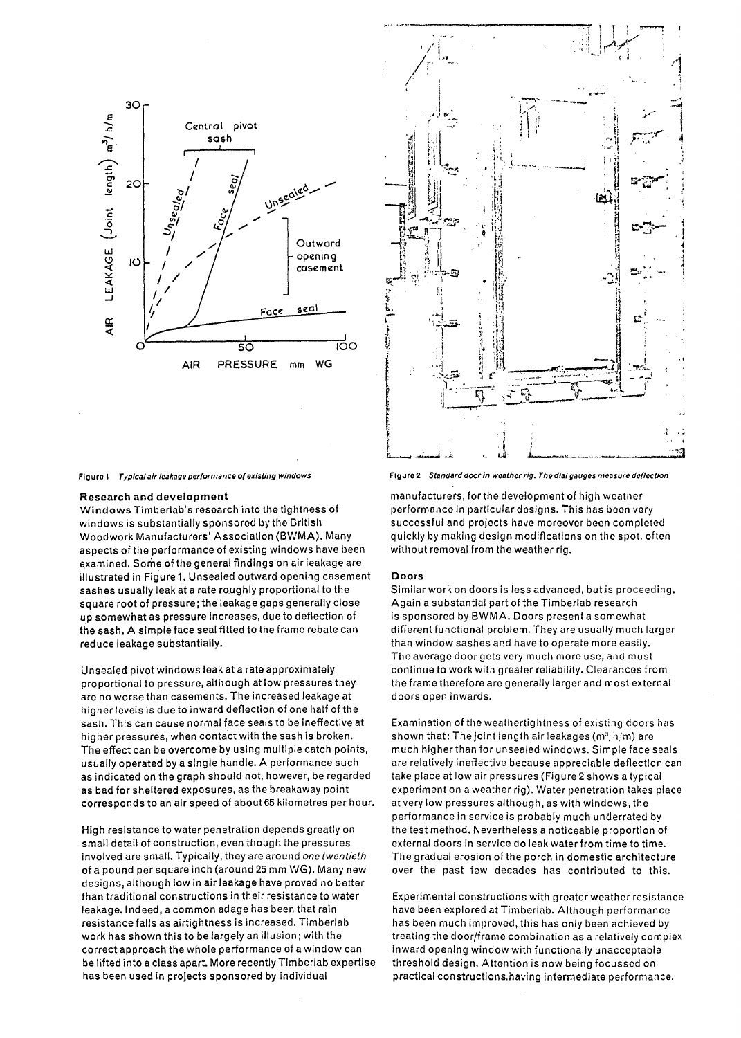30

Central pivot sash

Unsealed

Face seal

Unsealed

Outward opening casement

Face seal

AIR LEAKAGE (Joint length) $m^3/h/m$

20

10

0

50

100

AIR PRESSURE mm WG

**Figure 1** *Typical air leakage performance of existing windows*

**Figure 2** *Standard door in weather rig. The dial gauges measure deflection*

### Research and development

**Windows** Timberlab's research into the tightness of windows is substantially sponsored by the British Woodwork Manufacturers' Association (BWMA). Many aspects of the performance of existing windows have been examined. Some of the general findings on air leakage are illustrated in Figure 1. Unsealed outward opening casement sashes usually leak at a rate roughly proportional to the square root of pressure; the leakage gaps generally close up somewhat as pressure increases, due to deflection of the sash. A simple face seal fitted to the frame rebate can reduce leakage substantially.

Unsealed pivot windows leak at a rate approximately proportional to pressure, although at low pressures they are no worse than casements. The increased leakage at higher levels is due to inward deflection of one half of the sash. This can cause normal face seals to be ineffective at higher pressures, when contact with the sash is broken. The effect can be overcome by using multiple catch points, usually operated by a single handle. A performance such as indicated on the graph should not, however, be regarded as bad for sheltered exposures, as the breakaway point corresponds to an air speed of about 65 kilometres per hour.

High resistance to water penetration depends greatly on small detail of construction, even though the pressures involved are small. Typically, they are around *one twentieth* of a pound per square inch (around 25 mm WG). Many new designs, although low in air leakage have proved no better than traditional constructions in their resistance to water leakage. Indeed, a common adage has been that rain resistance falls as airtightness is increased. Timberlab work has shown this to be largely an illusion; with the correct approach the whole performance of a window can be lifted into a class apart. More recently Timberlab expertise has been used in projects sponsored by individual manufacturers, for the development of high weather performance in particular designs. This has been very successful and projects have moreover been completed quickly by making design modifications on the spot, often without removal from the weather rig.

### Doors

Similar work on doors is less advanced, but is proceeding. Again a substantial part of the Timberlab research is sponsored by BWMA. Doors present a somewhat different functional problem. They are usually much larger than window sashes and have to operate more easily. The average door gets very much more use, and must continue to work with greater reliability. Clearances from the frame therefore are generally larger and most external doors open inwards.

Examination of the weathertightness of existing doors has shown that: The joint length air leakages ($m^3/h/m$) are much higher than for unsealed windows. Simple face seals are relatively ineffective because appreciable deflection can take place at low air pressures (Figure 2 shows a typical experiment on a weather rig). Water penetration takes place at very low pressures although, as with windows, the performance in service is probably much underrated by the test method. Nevertheless a noticeable proportion of external doors in service do leak water from time to time. The gradual erosion of the porch in domestic architecture over the past few decades has contributed to this.

Experimental constructions with greater weather resistance have been explored at Timberlab. Although performance has been much improved, this has only been achieved by treating the door/frame combination as a relatively complex inward opening window with functionally unacceptable threshold design. Attention is now being focussed on practical constructions having intermediate performance.